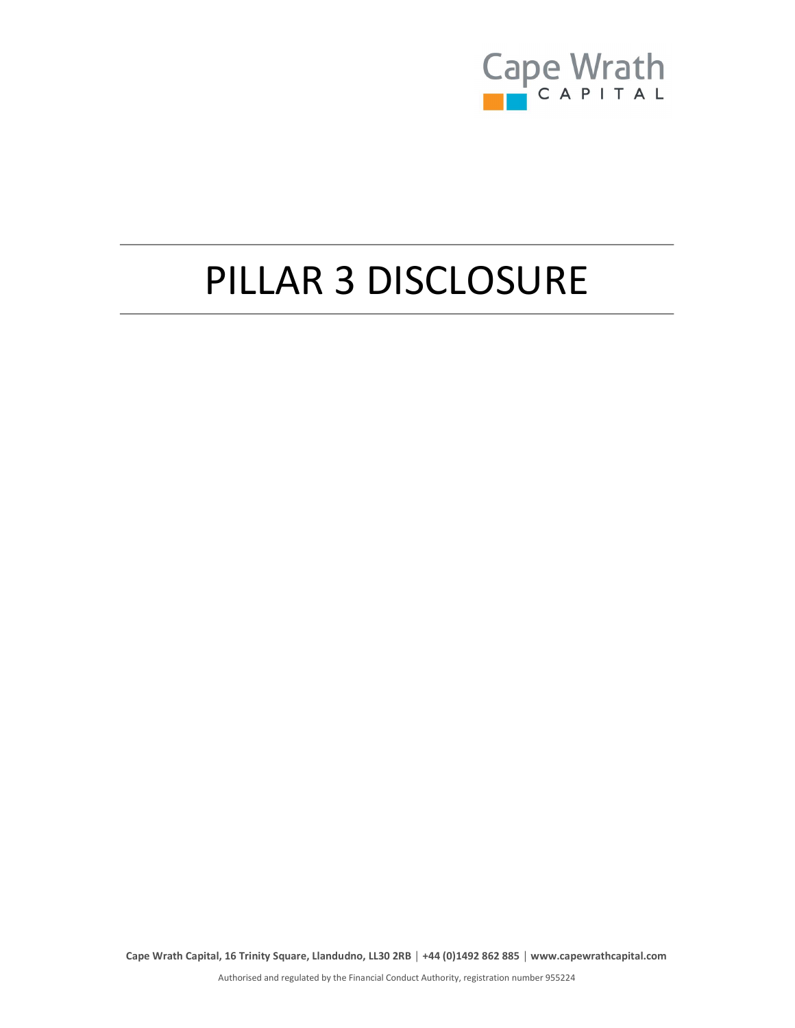Cape Wrath
CAPITAL

# PILLAR 3 DISCLOSURE

**Cape Wrath Capital, 16 Trinity Square, Llandudno, LL30 2RB | +44 (0)1492 862 885 | www.capewrathcapital.com**

Authorised and regulated by the Financial Conduct Authority, registration number 955224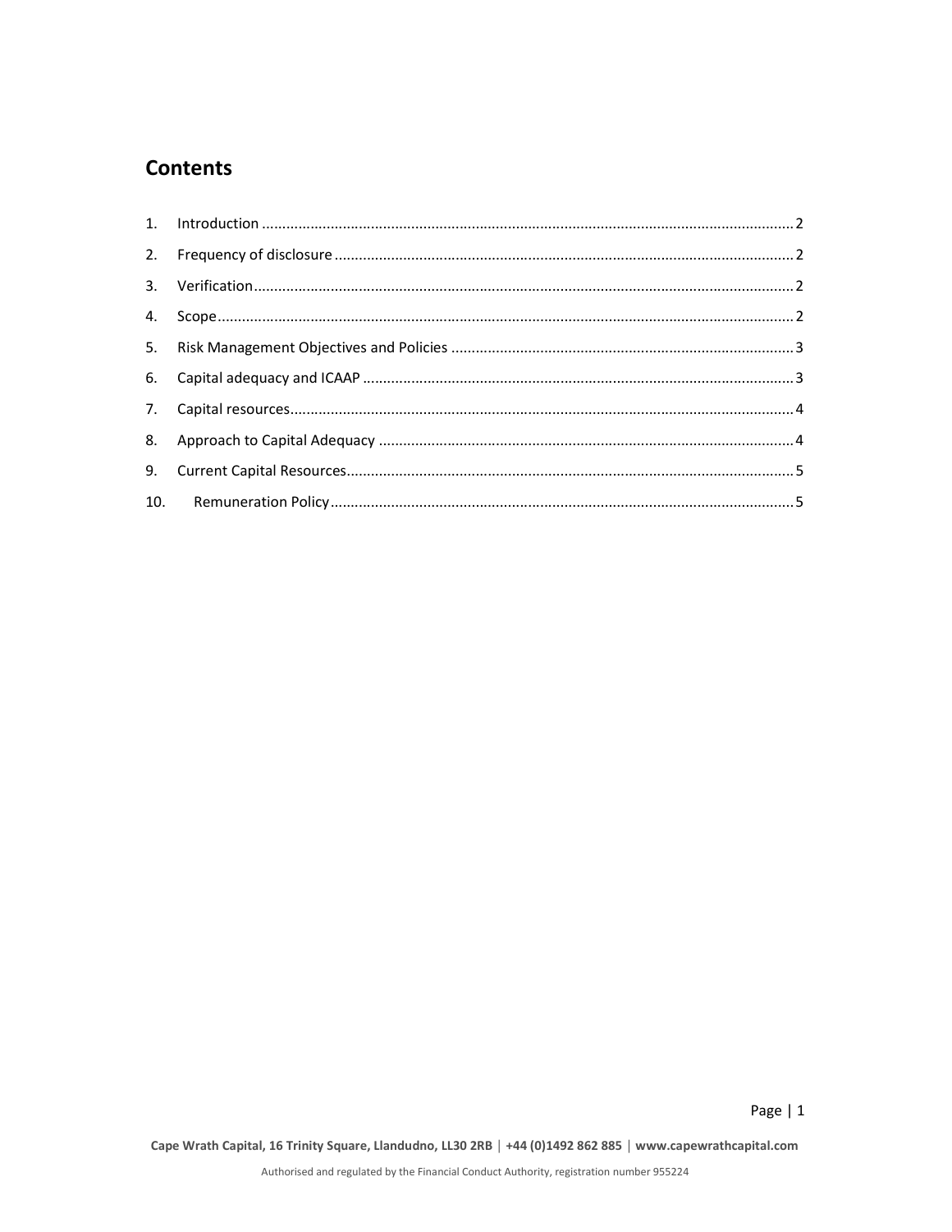## Contents

1. Introduction .................................................................................................................................... 2
2. Frequency of disclosure ................................................................................................................. 2
3. Verification ..................................................................................................................................... 2
4. Scope ............................................................................................................................................... 2
5. Risk Management Objectives and Policies .................................................................................... 3
6. Capital adequacy and ICAAP .......................................................................................................... 3
7. Capital resources ............................................................................................................................ 4
8. Approach to Capital Adequacy ...................................................................................................... 4
9. Current Capital Resources .............................................................................................................. 5
10. Remuneration Policy ..................................................................................................................... 5

Cape Wrath Capital, 16 Trinity Square, Llandudno, LL30 2RB | +44 (0)1492 862 885 | www.capewrathcapital.com

Authorised and regulated by the Financial Conduct Authority, registration number 955224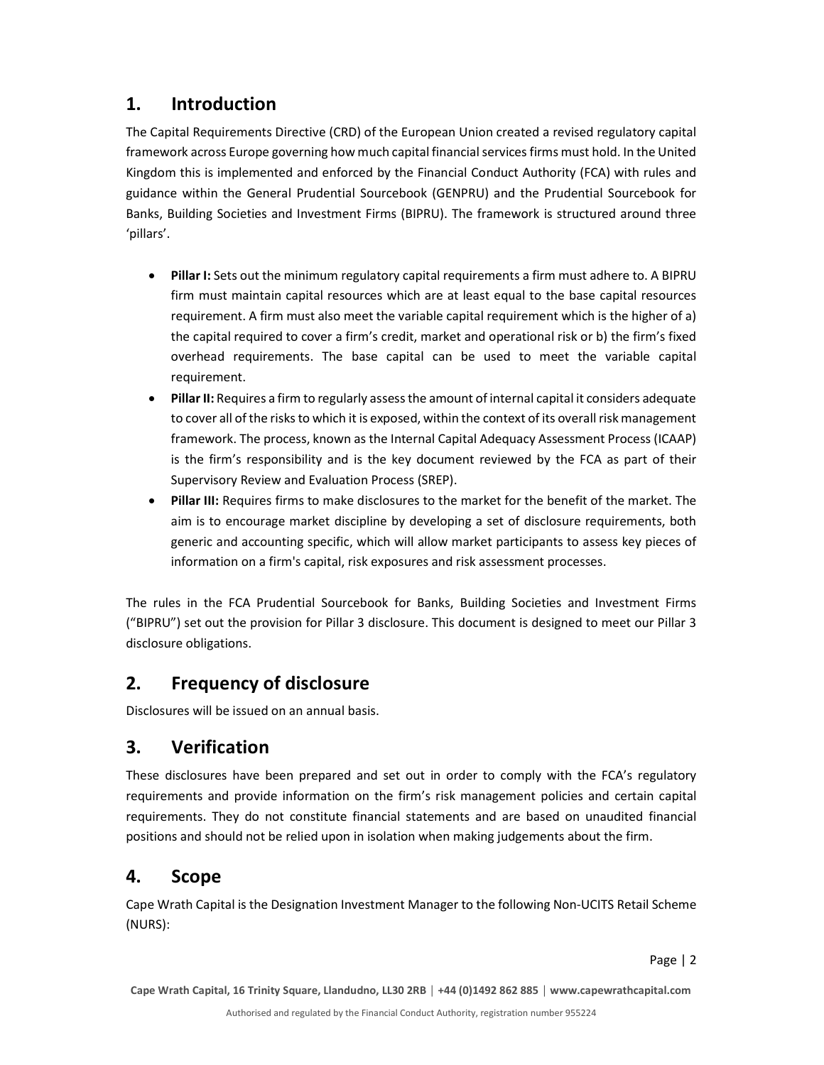## 1. Introduction

The Capital Requirements Directive (CRD) of the European Union created a revised regulatory capital framework across Europe governing how much capital financial services firms must hold. In the United Kingdom this is implemented and enforced by the Financial Conduct Authority (FCA) with rules and guidance within the General Prudential Sourcebook (GENPRU) and the Prudential Sourcebook for Banks, Building Societies and Investment Firms (BIPRU). The framework is structured around three 'pillars'.

- **Pillar I:** Sets out the minimum regulatory capital requirements a firm must adhere to. A BIPRU firm must maintain capital resources which are at least equal to the base capital resources requirement. A firm must also meet the variable capital requirement which is the higher of a) the capital required to cover a firm's credit, market and operational risk or b) the firm's fixed overhead requirements. The base capital can be used to meet the variable capital requirement.
- **Pillar II:** Requires a firm to regularly assess the amount of internal capital it considers adequate to cover all of the risks to which it is exposed, within the context of its overall risk management framework. The process, known as the Internal Capital Adequacy Assessment Process (ICAAP) is the firm's responsibility and is the key document reviewed by the FCA as part of their Supervisory Review and Evaluation Process (SREP).
- **Pillar III:** Requires firms to make disclosures to the market for the benefit of the market. The aim is to encourage market discipline by developing a set of disclosure requirements, both generic and accounting specific, which will allow market participants to assess key pieces of information on a firm's capital, risk exposures and risk assessment processes.

The rules in the FCA Prudential Sourcebook for Banks, Building Societies and Investment Firms ("BIPRU") set out the provision for Pillar 3 disclosure. This document is designed to meet our Pillar 3 disclosure obligations.

## 2. Frequency of disclosure

Disclosures will be issued on an annual basis.

## 3. Verification

These disclosures have been prepared and set out in order to comply with the FCA's regulatory requirements and provide information on the firm's risk management policies and certain capital requirements. They do not constitute financial statements and are based on unaudited financial positions and should not be relied upon in isolation when making judgements about the firm.

## 4. Scope

Cape Wrath Capital is the Designation Investment Manager to the following Non-UCITS Retail Scheme (NURS):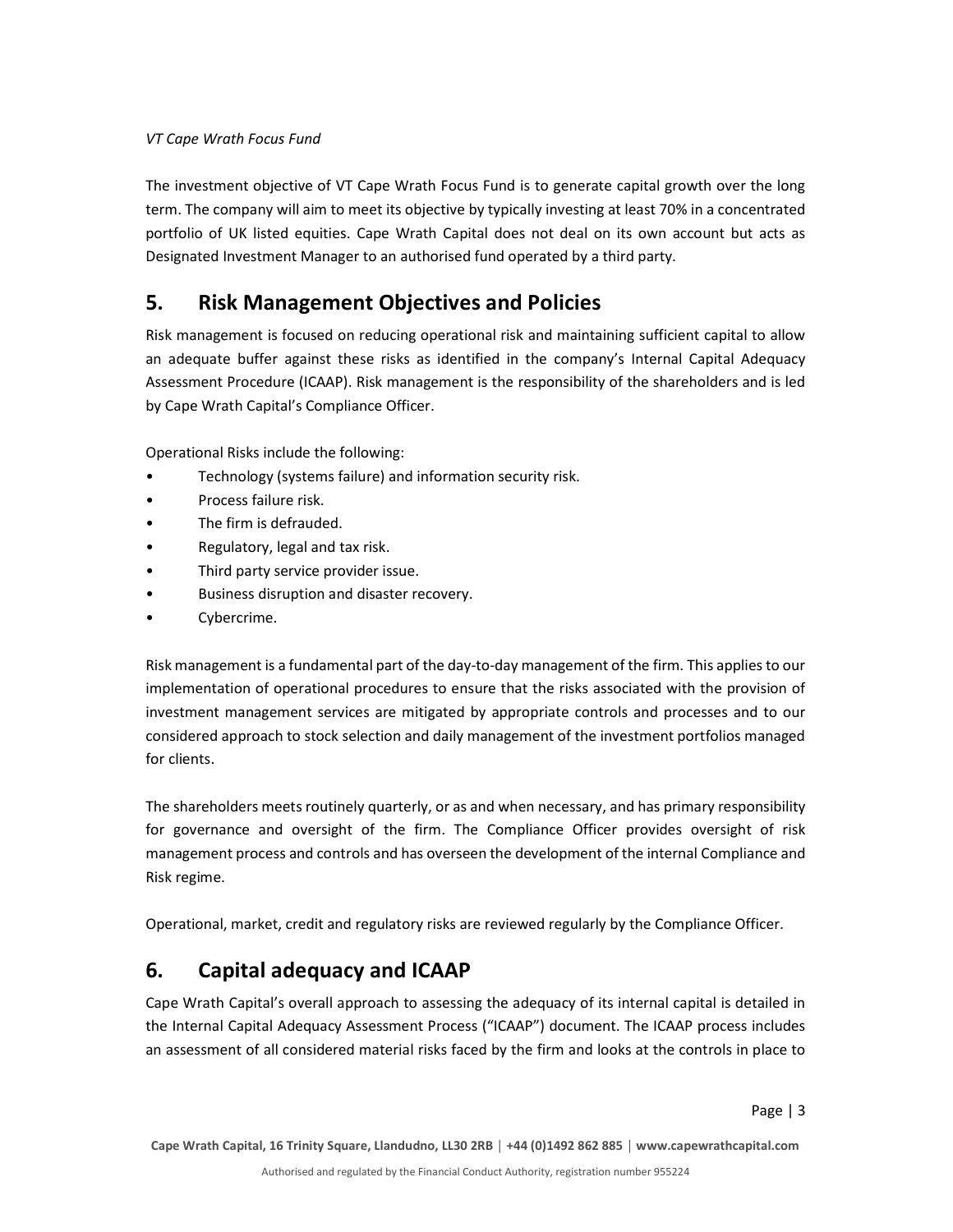*VT Cape Wrath Focus Fund*

The investment objective of VT Cape Wrath Focus Fund is to generate capital growth over the long term. The company will aim to meet its objective by typically investing at least 70% in a concentrated portfolio of UK listed equities. Cape Wrath Capital does not deal on its own account but acts as Designated Investment Manager to an authorised fund operated by a third party.

## 5. Risk Management Objectives and Policies

Risk management is focused on reducing operational risk and maintaining sufficient capital to allow an adequate buffer against these risks as identified in the company's Internal Capital Adequacy Assessment Procedure (ICAAP). Risk management is the responsibility of the shareholders and is led by Cape Wrath Capital's Compliance Officer.

Operational Risks include the following:

- Technology (systems failure) and information security risk.
- Process failure risk.
- The firm is defrauded.
- Regulatory, legal and tax risk.
- Third party service provider issue.
- Business disruption and disaster recovery.
- Cybercrime.

Risk management is a fundamental part of the day-to-day management of the firm. This applies to our implementation of operational procedures to ensure that the risks associated with the provision of investment management services are mitigated by appropriate controls and processes and to our considered approach to stock selection and daily management of the investment portfolios managed for clients.

The shareholders meets routinely quarterly, or as and when necessary, and has primary responsibility for governance and oversight of the firm. The Compliance Officer provides oversight of risk management process and controls and has overseen the development of the internal Compliance and Risk regime.

Operational, market, credit and regulatory risks are reviewed regularly by the Compliance Officer.

## 6. Capital adequacy and ICAAP

Cape Wrath Capital's overall approach to assessing the adequacy of its internal capital is detailed in the Internal Capital Adequacy Assessment Process ("ICAAP") document. The ICAAP process includes an assessment of all considered material risks faced by the firm and looks at the controls in place to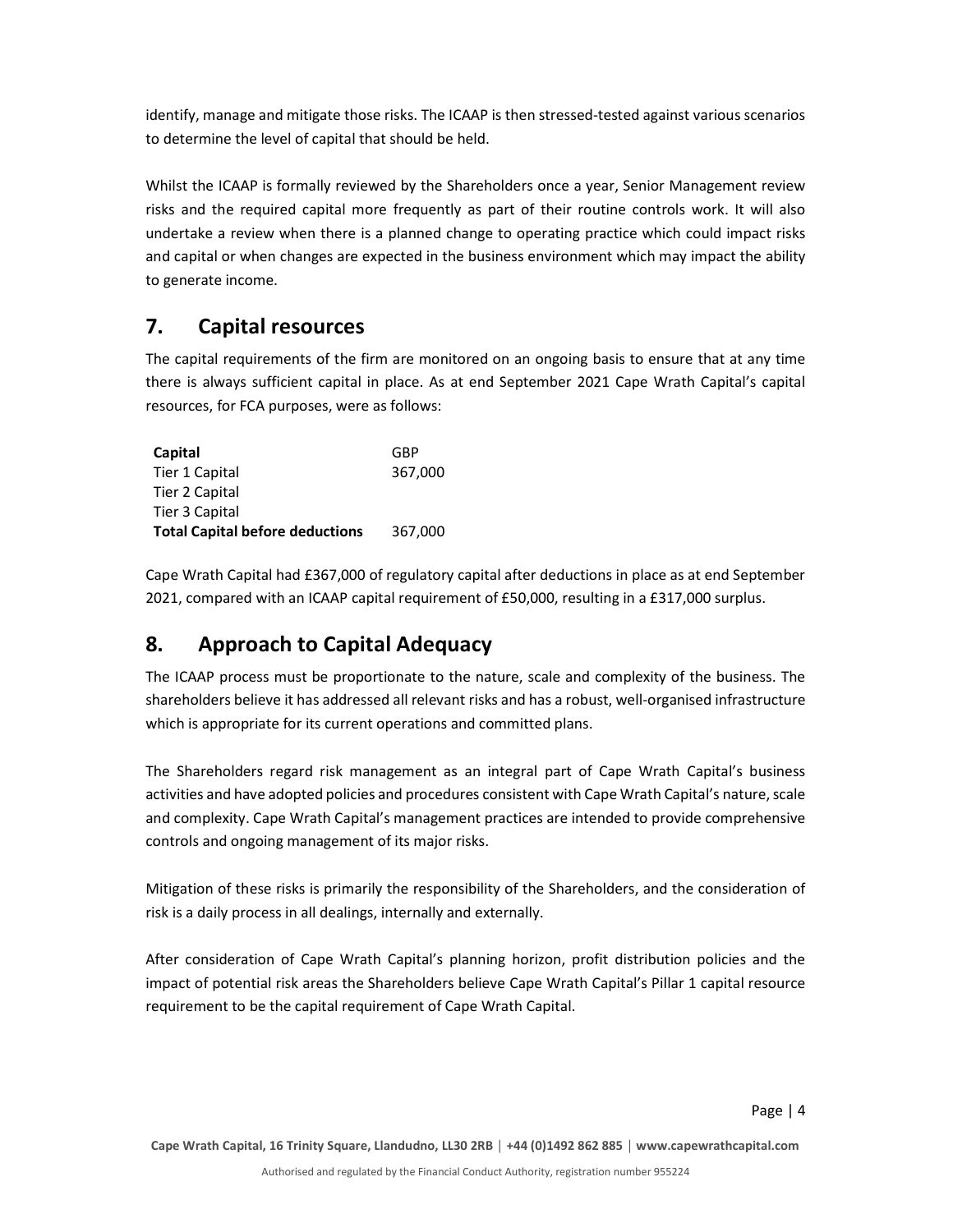identify, manage and mitigate those risks. The ICAAP is then stressed-tested against various scenarios to determine the level of capital that should be held.

Whilst the ICAAP is formally reviewed by the Shareholders once a year, Senior Management review risks and the required capital more frequently as part of their routine controls work. It will also undertake a review when there is a planned change to operating practice which could impact risks and capital or when changes are expected in the business environment which may impact the ability to generate income.

## 7. Capital resources

The capital requirements of the firm are monitored on an ongoing basis to ensure that at any time there is always sufficient capital in place. As at end September 2021 Cape Wrath Capital's capital resources, for FCA purposes, were as follows:

| **Capital** | GBP |
|---|---|
| Tier 1 Capital | 367,000 |
| Tier 2 Capital | |
| Tier 3 Capital | |
| **Total Capital before deductions** | 367,000 |

Cape Wrath Capital had £367,000 of regulatory capital after deductions in place as at end September 2021, compared with an ICAAP capital requirement of £50,000, resulting in a £317,000 surplus.

## 8. Approach to Capital Adequacy

The ICAAP process must be proportionate to the nature, scale and complexity of the business. The shareholders believe it has addressed all relevant risks and has a robust, well-organised infrastructure which is appropriate for its current operations and committed plans.

The Shareholders regard risk management as an integral part of Cape Wrath Capital's business activities and have adopted policies and procedures consistent with Cape Wrath Capital's nature, scale and complexity. Cape Wrath Capital's management practices are intended to provide comprehensive controls and ongoing management of its major risks.

Mitigation of these risks is primarily the responsibility of the Shareholders, and the consideration of risk is a daily process in all dealings, internally and externally.

After consideration of Cape Wrath Capital's planning horizon, profit distribution policies and the impact of potential risk areas the Shareholders believe Cape Wrath Capital's Pillar 1 capital resource requirement to be the capital requirement of Cape Wrath Capital.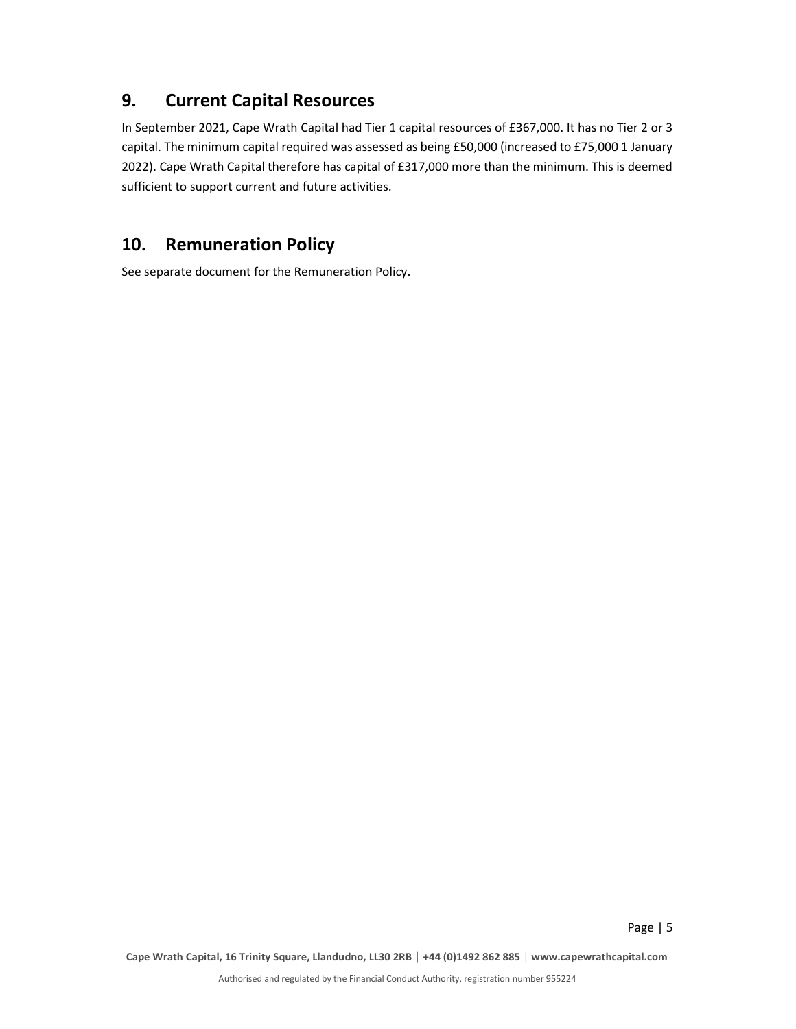## 9. Current Capital Resources

In September 2021, Cape Wrath Capital had Tier 1 capital resources of £367,000. It has no Tier 2 or 3 capital. The minimum capital required was assessed as being £50,000 (increased to £75,000 1 January 2022). Cape Wrath Capital therefore has capital of £317,000 more than the minimum. This is deemed sufficient to support current and future activities.

## 10. Remuneration Policy

See separate document for the Remuneration Policy.